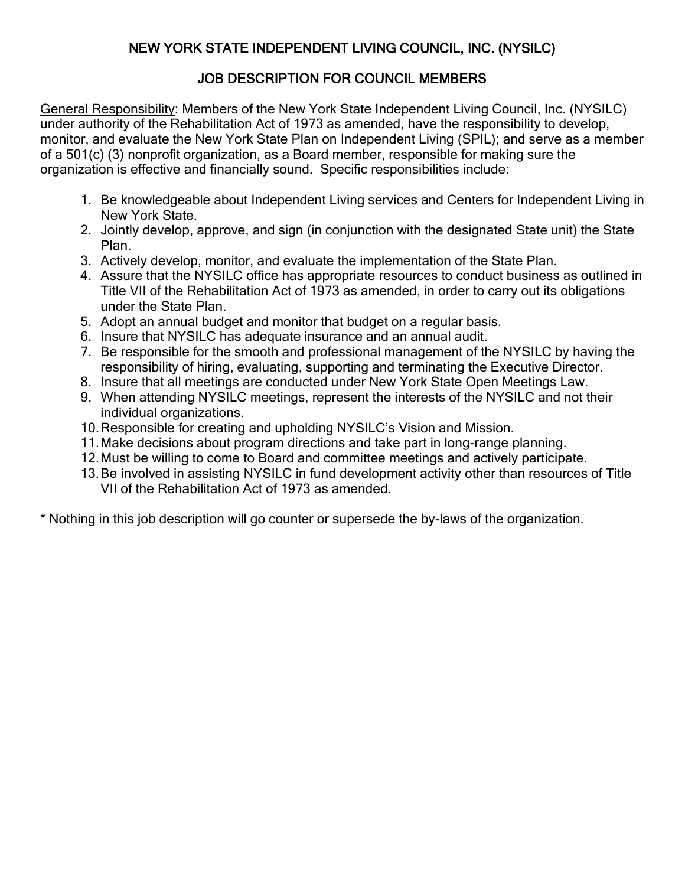# NEW YORK STATE INDEPENDENT LIVING COUNCIL, INC. (NYSILC)

## JOB DESCRIPTION FOR COUNCIL MEMBERS

General Responsibility: Members of the New York State Independent Living Council, Inc. (NYSILC) under authority of the Rehabilitation Act of 1973 as amended, have the responsibility to develop, monitor, and evaluate the New York State Plan on Independent Living (SPIL); and serve as a member of a 501(c) (3) nonprofit organization, as a Board member, responsible for making sure the organization is effective and financially sound. Specific responsibilities include:

1. Be knowledgeable about Independent Living services and Centers for Independent Living in New York State.
2. Jointly develop, approve, and sign (in conjunction with the designated State unit) the State Plan.
3. Actively develop, monitor, and evaluate the implementation of the State Plan.
4. Assure that the NYSILC office has appropriate resources to conduct business as outlined in Title VII of the Rehabilitation Act of 1973 as amended, in order to carry out its obligations under the State Plan.
5. Adopt an annual budget and monitor that budget on a regular basis.
6. Insure that NYSILC has adequate insurance and an annual audit.
7. Be responsible for the smooth and professional management of the NYSILC by having the responsibility of hiring, evaluating, supporting and terminating the Executive Director.
8. Insure that all meetings are conducted under New York State Open Meetings Law.
9. When attending NYSILC meetings, represent the interests of the NYSILC and not their individual organizations.
10. Responsible for creating and upholding NYSILC's Vision and Mission.
11. Make decisions about program directions and take part in long-range planning.
12. Must be willing to come to Board and committee meetings and actively participate.
13. Be involved in assisting NYSILC in fund development activity other than resources of Title VII of the Rehabilitation Act of 1973 as amended.

* Nothing in this job description will go counter or supersede the by-laws of the organization.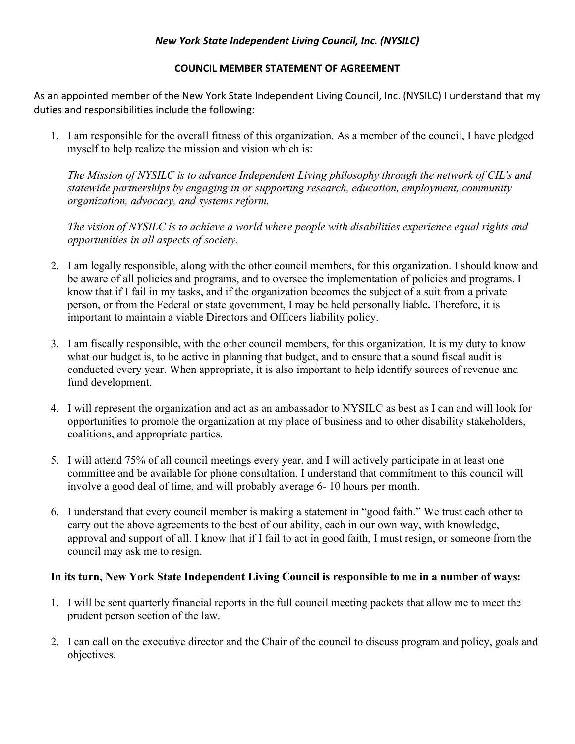***New York State Independent Living Council, Inc. (NYSILC)***

**COUNCIL MEMBER STATEMENT OF AGREEMENT**

As an appointed member of the New York State Independent Living Council, Inc. (NYSILC) I understand that my duties and responsibilities include the following:

1. I am responsible for the overall fitness of this organization. As a member of the council, I have pledged myself to help realize the mission and vision which is:

   *The Mission of NYSILC is to advance Independent Living philosophy through the network of CIL's and statewide partnerships by engaging in or supporting research, education, employment, community organization, advocacy, and systems reform.*

   *The vision of NYSILC is to achieve a world where people with disabilities experience equal rights and opportunities in all aspects of society.*

2. I am legally responsible, along with the other council members, for this organization. I should know and be aware of all policies and programs, and to oversee the implementation of policies and programs. I know that if I fail in my tasks, and if the organization becomes the subject of a suit from a private person, or from the Federal or state government, I may be held personally liable**.** Therefore, it is important to maintain a viable Directors and Officers liability policy.

3. I am fiscally responsible, with the other council members, for this organization. It is my duty to know what our budget is, to be active in planning that budget, and to ensure that a sound fiscal audit is conducted every year. When appropriate, it is also important to help identify sources of revenue and fund development.

4. I will represent the organization and act as an ambassador to NYSILC as best as I can and will look for opportunities to promote the organization at my place of business and to other disability stakeholders, coalitions, and appropriate parties.

5. I will attend 75% of all council meetings every year, and I will actively participate in at least one committee and be available for phone consultation. I understand that commitment to this council will involve a good deal of time, and will probably average 6- 10 hours per month.

6. I understand that every council member is making a statement in "good faith." We trust each other to carry out the above agreements to the best of our ability, each in our own way, with knowledge, approval and support of all. I know that if I fail to act in good faith, I must resign, or someone from the council may ask me to resign.

**In its turn, New York State Independent Living Council is responsible to me in a number of ways:**

1. I will be sent quarterly financial reports in the full council meeting packets that allow me to meet the prudent person section of the law.

2. I can call on the executive director and the Chair of the council to discuss program and policy, goals and objectives.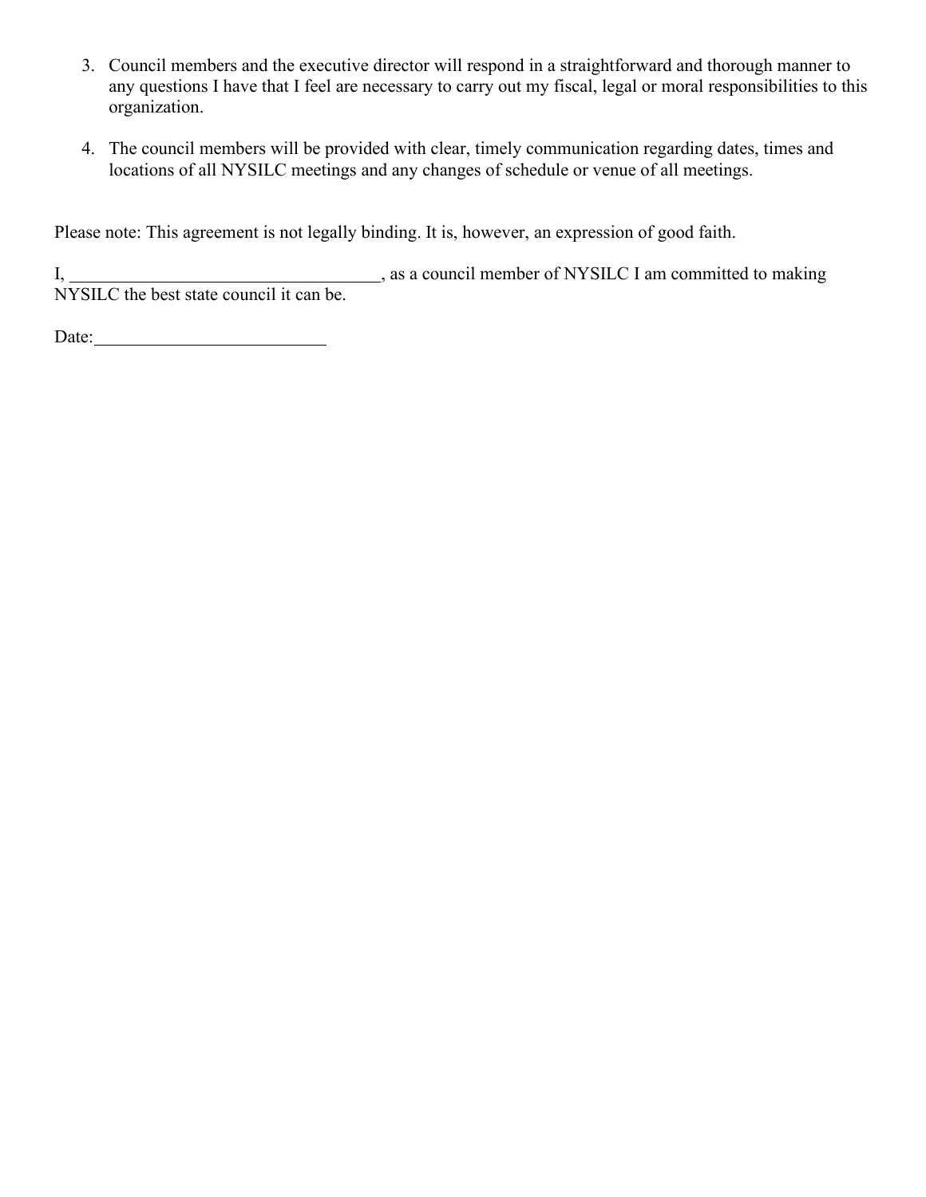3. Council members and the executive director will respond in a straightforward and thorough manner to any questions I have that I feel are necessary to carry out my fiscal, legal or moral responsibilities to this organization.

4. The council members will be provided with clear, timely communication regarding dates, times and locations of all NYSILC meetings and any changes of schedule or venue of all meetings.

Please note: This agreement is not legally binding. It is, however, an expression of good faith.

I, ___________________________________, as a council member of NYSILC I am committed to making NYSILC the best state council it can be.

Date:__________________________